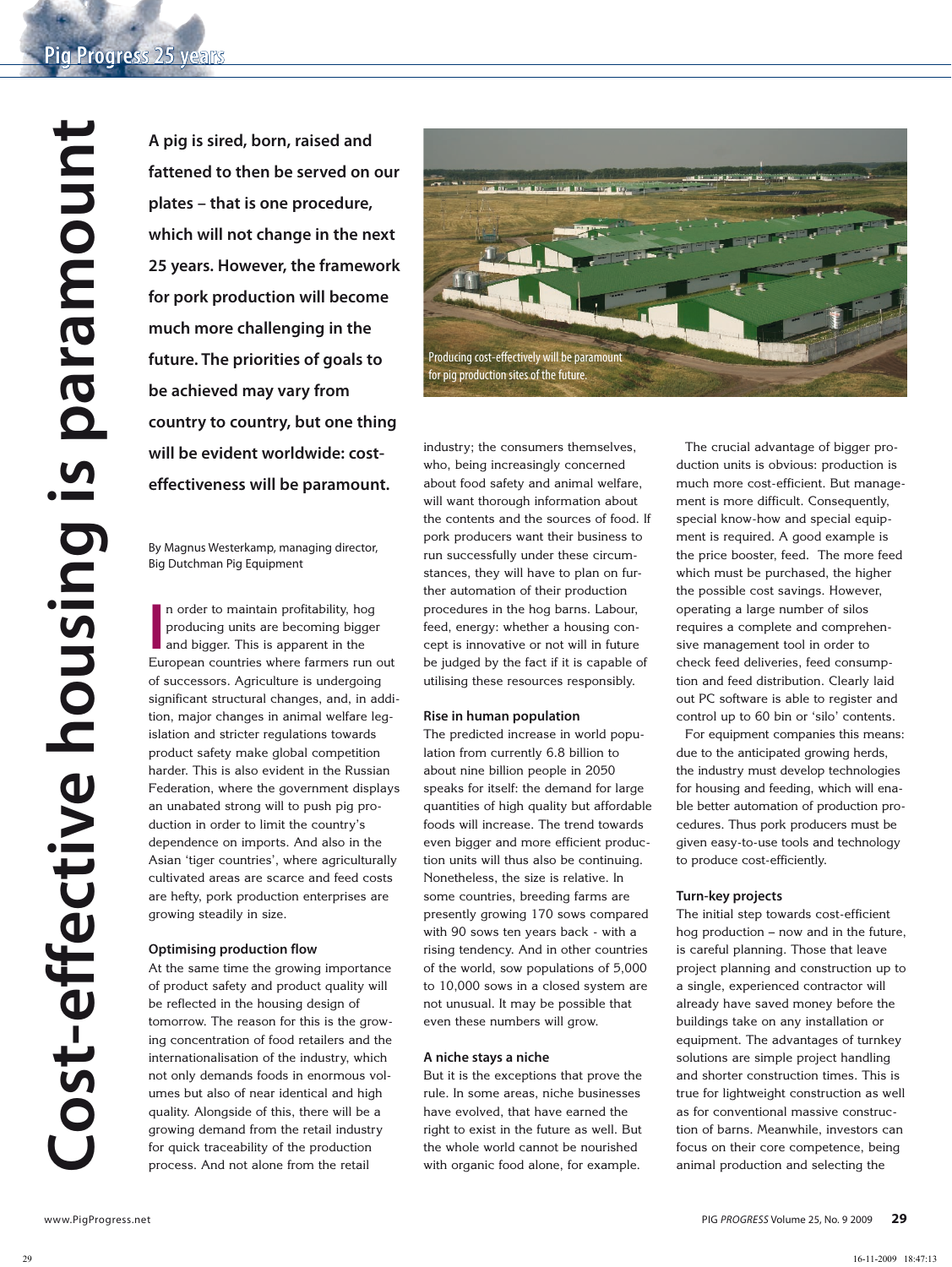# Cost-effective housing is paramount

**A pig is sired, born, raised and fattened to then be served on our plates – that is one procedure, which will not change in the next 25 years. However, the framework for pork production will become much more challenging in the future. The priorities of goals to be achieved may vary from country to country, but one thing will be evident worldwide: cost-effectiveness will be paramount.**

By Magnus Westerkamp, managing director, Big Dutchman Pig Equipment

In order to maintain profitability, hog producing units are becoming bigger and bigger. This is apparent in the European countries where farmers run out of successors. Agriculture is undergoing significant structural changes, and, in addition, major changes in animal welfare legislation and stricter regulations towards product safety make global competition harder. This is also evident in the Russian Federation, where the government displays an unabated strong will to push pig production in order to limit the country's dependence on imports. And also in the Asian 'tiger countries', where agriculturally cultivated areas are scarce and feed costs are hefty, pork production enterprises are growing steadily in size.

### Optimising production flow

At the same time the growing importance of product safety and product quality will be reflected in the housing design of tomorrow. The reason for this is the growing concentration of food retailers and the internationalisation of the industry, which not only demands foods in enormous volumes but also of near identical and high quality. Alongside of this, there will be a growing demand from the retail industry for quick traceability of the production process. And not alone from the retail industry; the consumers themselves, who, being increasingly concerned about food safety and animal welfare, will want thorough information about the contents and the sources of food. If pork producers want their business to run successfully under these circumstances, they will have to plan on further automation of their production procedures in the hog barns. Labour, feed, energy: whether a housing concept is innovative or not will in future be judged by the fact if it is capable of utilising these resources responsibly.

Producing cost-effectively will be paramount for pig production sites of the future.

### Rise in human population

The predicted increase in world population from currently 6.8 billion to about nine billion people in 2050 speaks for itself: the demand for large quantities of high quality but affordable foods will increase. The trend towards even bigger and more efficient production units will thus also be continuing. Nonetheless, the size is relative. In some countries, breeding farms are presently growing 170 sows compared with 90 sows ten years back - with a rising tendency. And in other countries of the world, sow populations of 5,000 to 10,000 sows in a closed system are not unusual. It may be possible that even these numbers will grow.

### A niche stays a niche

But it is the exceptions that prove the rule. In some areas, niche businesses have evolved, that have earned the right to exist in the future as well. But the whole world cannot be nourished with organic food alone, for example.

The crucial advantage of bigger production units is obvious: production is much more cost-efficient. But management is more difficult. Consequently, special know-how and special equipment is required. A good example is the price booster, feed. The more feed which must be purchased, the higher the possible cost savings. However, operating a large number of silos requires a complete and comprehensive management tool in order to check feed deliveries, feed consumption and feed distribution. Clearly laid out PC software is able to register and control up to 60 bin or 'silo' contents.

For equipment companies this means: due to the anticipated growing herds, the industry must develop technologies for housing and feeding, which will enable better automation of production procedures. Thus pork producers must be given easy-to-use tools and technology to produce cost-efficiently.

### Turn-key projects

The initial step towards cost-efficient hog production – now and in the future, is careful planning. Those that leave project planning and construction up to a single, experienced contractor will already have saved money before the buildings take on any installation or equipment. The advantages of turnkey solutions are simple project handling and shorter construction times. This is true for lightweight construction as well as for conventional massive construction of barns. Meanwhile, investors can focus on their core competence, being animal production and selecting the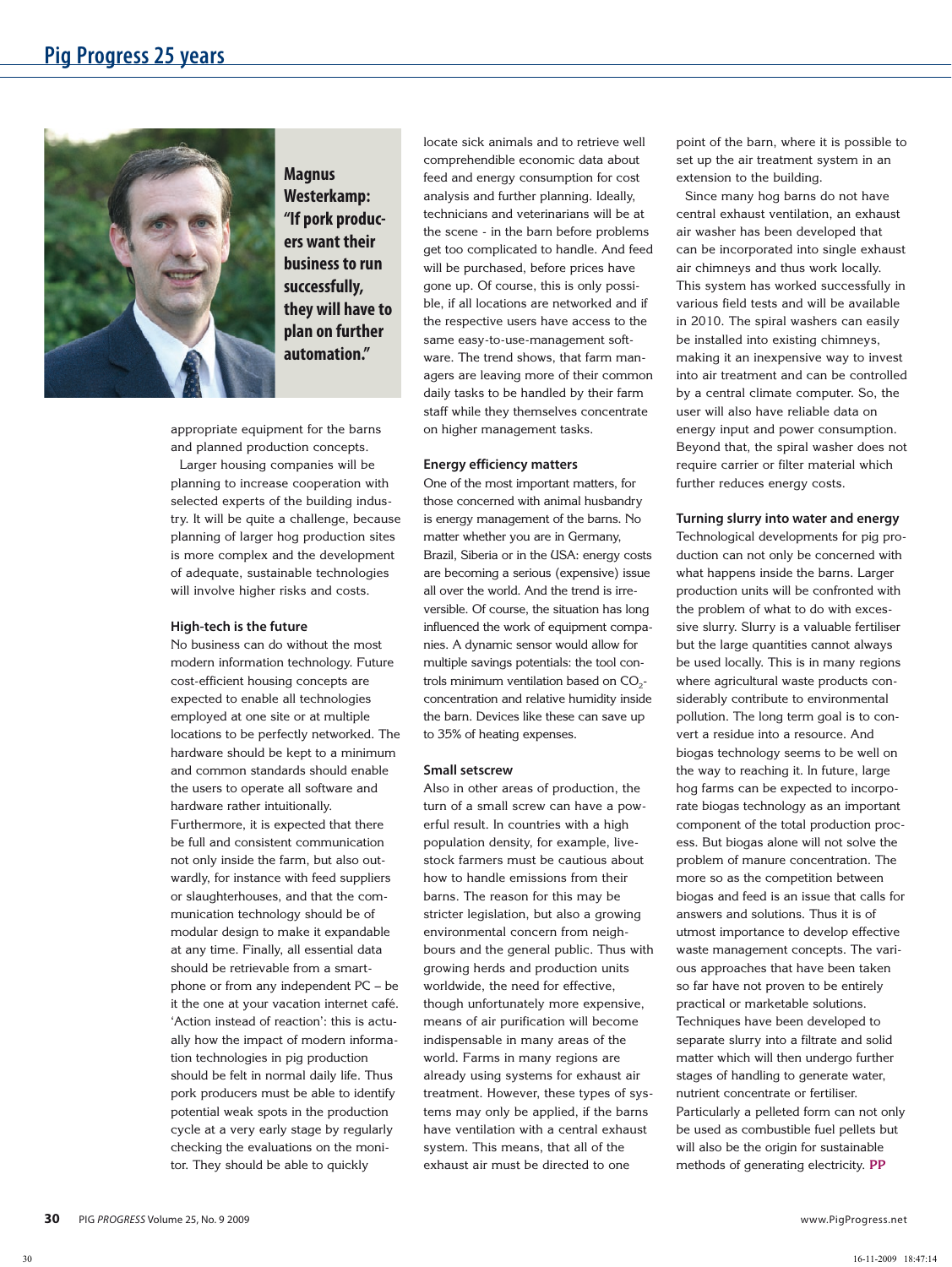**Magnus Westerkamp: "If pork producers want their business to run successfully, they will have to plan on further automation."**

appropriate equipment for the barns and planned production concepts.

Larger housing companies will be planning to increase cooperation with selected experts of the building industry. It will be quite a challenge, because planning of larger hog production sites is more complex and the development of adequate, sustainable technologies will involve higher risks and costs.

### High-tech is the future

No business can do without the most modern information technology. Future cost-efficient housing concepts are expected to enable all technologies employed at one site or at multiple locations to be perfectly networked. The hardware should be kept to a minimum and common standards should enable the users to operate all software and hardware rather intuitionally. Furthermore, it is expected that there be full and consistent communication not only inside the farm, but also outwardly, for instance with feed suppliers or slaughterhouses, and that the communication technology should be of modular design to make it expandable at any time. Finally, all essential data should be retrievable from a smartphone or from any independent PC – be it the one at your vacation internet café. 'Action instead of reaction': this is actually how the impact of modern information technologies in pig production should be felt in normal daily life. Thus pork producers must be able to identify potential weak spots in the production cycle at a very early stage by regularly checking the evaluations on the monitor. They should be able to quickly locate sick animals and to retrieve well comprehendible economic data about feed and energy consumption for cost analysis and further planning. Ideally, technicians and veterinarians will be at the scene - in the barn before problems get too complicated to handle. And feed will be purchased, before prices have gone up. Of course, this is only possible, if all locations are networked and if the respective users have access to the same easy-to-use-management software. The trend shows, that farm managers are leaving more of their common daily tasks to be handled by their farm staff while they themselves concentrate on higher management tasks.

### Energy efficiency matters

One of the most important matters, for those concerned with animal husbandry is energy management of the barns. No matter whether you are in Germany, Brazil, Siberia or in the USA: energy costs are becoming a serious (expensive) issue all over the world. And the trend is irreversible. Of course, the situation has long influenced the work of equipment companies. A dynamic sensor would allow for multiple savings potentials: the tool controls minimum ventilation based on $CO_2$-concentration and relative humidity inside the barn. Devices like these can save up to 35% of heating expenses.

### Small setscrew

Also in other areas of production, the turn of a small screw can have a powerful result. In countries with a high population density, for example, livestock farmers must be cautious about how to handle emissions from their barns. The reason for this may be stricter legislation, but also a growing environmental concern from neighbours and the general public. Thus with growing herds and production units worldwide, the need for effective, though unfortunately more expensive, means of air purification will become indispensable in many areas of the world. Farms in many regions are already using systems for exhaust air treatment. However, these types of systems may only be applied, if the barns have ventilation with a central exhaust system. This means, that all of the exhaust air must be directed to one point of the barn, where it is possible to set up the air treatment system in an extension to the building.

Since many hog barns do not have central exhaust ventilation, an exhaust air washer has been developed that can be incorporated into single exhaust air chimneys and thus work locally. This system has worked successfully in various field tests and will be available in 2010. The spiral washers can easily be installed into existing chimneys, making it an inexpensive way to invest into air treatment and can be controlled by a central climate computer. So, the user will also have reliable data on energy input and power consumption. Beyond that, the spiral washer does not require carrier or filter material which further reduces energy costs.

### Turning slurry into water and energy

Technological developments for pig production can not only be concerned with what happens inside the barns. Larger production units will be confronted with the problem of what to do with excessive slurry. Slurry is a valuable fertiliser but the large quantities cannot always be used locally. This is in many regions where agricultural waste products considerably contribute to environmental pollution. The long term goal is to convert a residue into a resource. And biogas technology seems to be well on the way to reaching it. In future, large hog farms can be expected to incorporate biogas technology as an important component of the total production process. But biogas alone will not solve the problem of manure concentration. The more so as the competition between biogas and feed is an issue that calls for answers and solutions. Thus it is of utmost importance to develop effective waste management concepts. The various approaches that have been taken so far have not proven to be entirely practical or marketable solutions. Techniques have been developed to separate slurry into a filtrate and solid matter which will then undergo further stages of handling to generate water, nutrient concentrate or fertiliser. Particularly a pelleted form can not only be used as combustible fuel pellets but will also be the origin for sustainable methods of generating electricity. **PP**